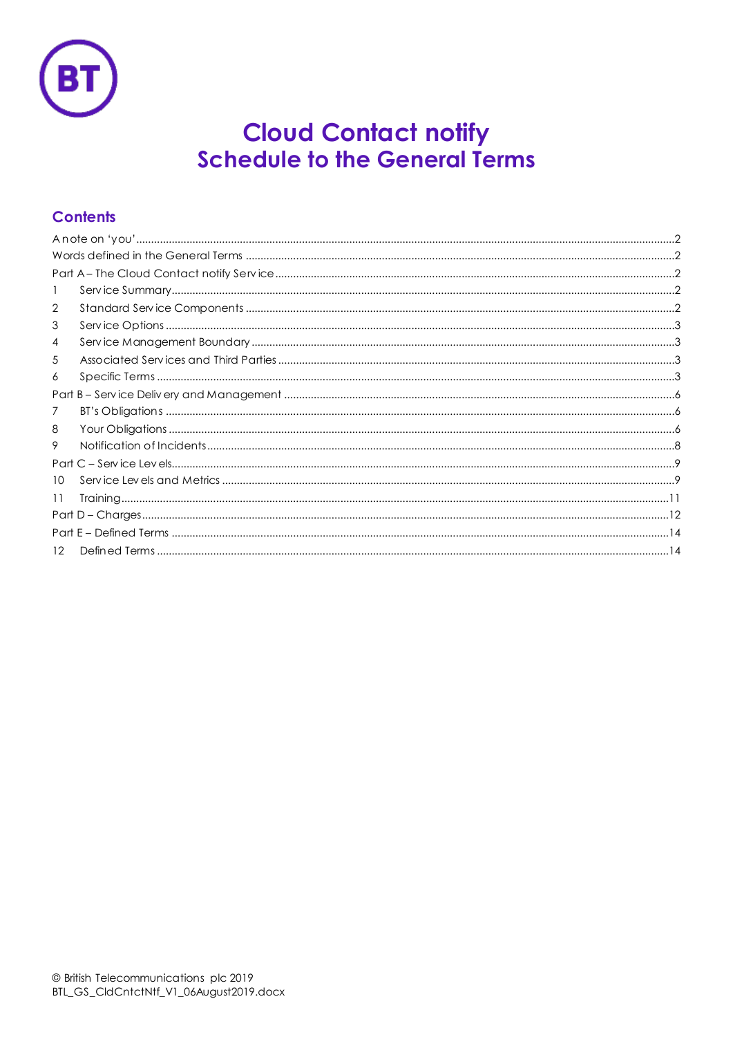# Cloud Contact notify
# Schedule to the General Terms

## Contents

A note on 'you' ..... 2
Words defined in the General Terms ..... 2
Part A – The Cloud Contact notify Service ..... 2
1 Service Summary ..... 2
2 Standard Service Components ..... 2
3 Service Options ..... 3
4 Service Management Boundary ..... 3
5 Associated Services and Third Parties ..... 3
6 Specific Terms ..... 3
Part B – Service Delivery and Management ..... 6
7 BT's Obligations ..... 6
8 Your Obligations ..... 6
9 Notification of Incidents ..... 8
Part C – Service Levels ..... 9
10 Service Levels and Metrics ..... 9
11 Training ..... 11
Part D – Charges ..... 12
Part E – Defined Terms ..... 14
12 Defined Terms ..... 14

© British Telecommunications plc 2019
BTL_GS_CldCntctNtf_V1_06August2019.docx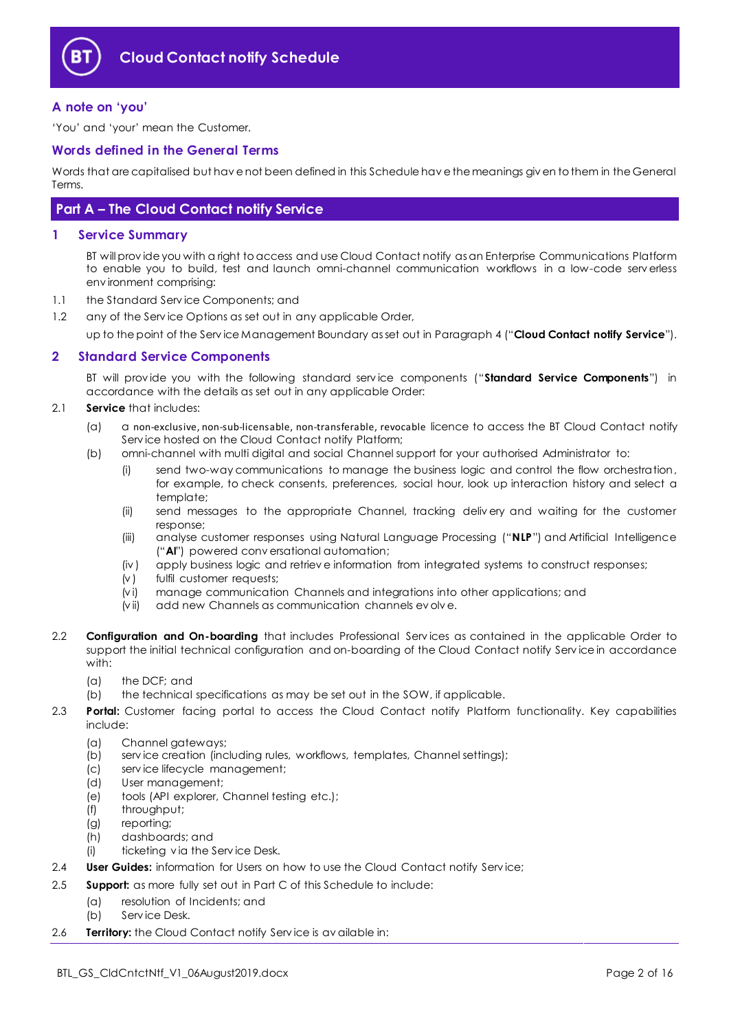# Cloud Contact notify Schedule

## A note on 'you'

'You' and 'your' mean the Customer.

## Words defined in the General Terms

Words that are capitalised but have not been defined in this Schedule have the meanings given to them in the General Terms.

## Part A – The Cloud Contact notify Service

### 1 Service Summary

BT will provide you with a right to access and use Cloud Contact notify as an Enterprise Communications Platform to enable you to build, test and launch omni-channel communication workflows in a low-code serverless environment comprising:

1.1 the Standard Service Components; and

1.2 any of the Service Options as set out in any applicable Order,

up to the point of the Service Management Boundary as set out in Paragraph 4 ("**Cloud Contact notify Service**").

### 2 Standard Service Components

BT will provide you with the following standard service components ("**Standard Service Components**") in accordance with the details as set out in any applicable Order:

2.1 **Service** that includes:

(a) a non-exclusive, non-sub-licensable, non-transferable, revocable licence to access the BT Cloud Contact notify Service hosted on the Cloud Contact notify Platform;

(b) omni-channel with multi digital and social Channel support for your authorised Administrator to:

(i) send two-way communications to manage the business logic and control the flow orchestration, for example, to check consents, preferences, social hour, look up interaction history and select a template;

(ii) send messages to the appropriate Channel, tracking delivery and waiting for the customer response;

(iii) analyse customer responses using Natural Language Processing ("**NLP**") and Artificial Intelligence ("**AI**") powered conversational automation;

(iv) apply business logic and retrieve information from integrated systems to construct responses;

(v) fulfil customer requests;

(vi) manage communication Channels and integrations into other applications; and

(vii) add new Channels as communication channels evolve.

2.2 **Configuration and On-boarding** that includes Professional Services as contained in the applicable Order to support the initial technical configuration and on-boarding of the Cloud Contact notify Service in accordance with:

(a) the DCF; and

(b) the technical specifications as may be set out in the SOW, if applicable.

2.3 **Portal:** Customer facing portal to access the Cloud Contact notify Platform functionality. Key capabilities include:

(a) Channel gateways;

(b) service creation (including rules, workflows, templates, Channel settings);

(c) service lifecycle management;

(d) User management;

(e) tools (API explorer, Channel testing etc.);

(f) throughput;

(g) reporting;

(h) dashboards; and

(i) ticketing via the Service Desk.

2.4 **User Guides:** information for Users on how to use the Cloud Contact notify Service;

2.5 **Support:** as more fully set out in Part C of this Schedule to include:

(a) resolution of Incidents; and

(b) Service Desk.

2.6 **Territory:** the Cloud Contact notify Service is available in: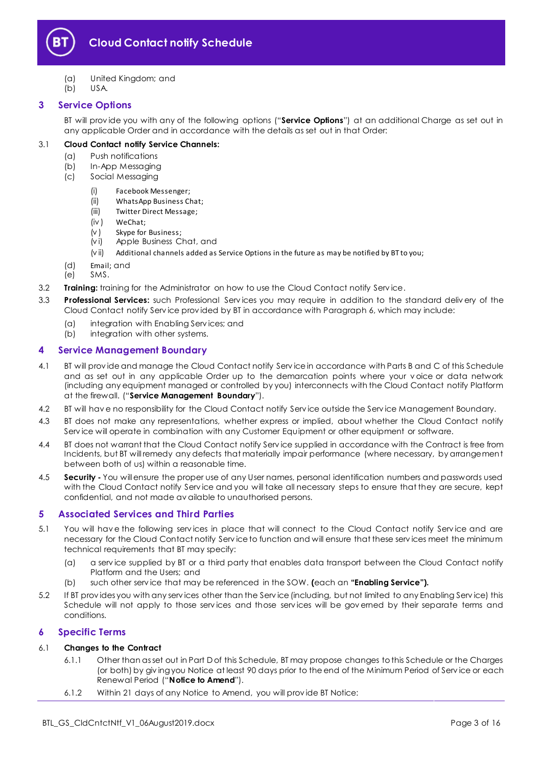(a) United Kingdom; and
(b) USA.

## 3 Service Options

BT will provide you with any of the following options ("**Service Options**") at an additional Charge as set out in any applicable Order and in accordance with the details as set out in that Order:

3.1 **Cloud Contact notify Service Channels:**

(a) Push notifications
(b) In-App Messaging
(c) Social Messaging

(i) Facebook Messenger;
(ii) WhatsApp Business Chat;
(iii) Twitter Direct Message;
(iv) WeChat;
(v) Skype for Business;
(vi) Apple Business Chat, and
(vii) Additional channels added as Service Options in the future as may be notified by BT to you;

(d) Email; and
(e) SMS.

3.2 **Training:** training for the Administrator on how to use the Cloud Contact notify Service.

3.3 **Professional Services:** such Professional Services you may require in addition to the standard delivery of the Cloud Contact notify Service provided by BT in accordance with Paragraph 6, which may include:

(a) integration with Enabling Services; and
(b) integration with other systems.

## 4 Service Management Boundary

4.1 BT will provide and manage the Cloud Contact notify Service in accordance with Parts B and C of this Schedule and as set out in any applicable Order up to the demarcation points where your voice or data network (including any equipment managed or controlled by you) interconnects with the Cloud Contact notify Platform at the firewall. ("**Service Management Boundary**").

4.2 BT will have no responsibility for the Cloud Contact notify Service outside the Service Management Boundary.

4.3 BT does not make any representations, whether express or implied, about whether the Cloud Contact notify Service will operate in combination with any Customer Equipment or other equipment or software.

4.4 BT does not warrant that the Cloud Contact notify Service supplied in accordance with the Contract is free from Incidents, but BT will remedy any defects that materially impair performance (where necessary, by arrangement between both of us) within a reasonable time.

4.5 **Security -** You will ensure the proper use of any User names, personal identification numbers and passwords used with the Cloud Contact notify Service and you will take all necessary steps to ensure that they are secure, kept confidential, and not made available to unauthorised persons.

## 5 Associated Services and Third Parties

5.1 You will have the following services in place that will connect to the Cloud Contact notify Service and are necessary for the Cloud Contact notify Service to function and will ensure that these services meet the minimum technical requirements that BT may specify:

(a) a service supplied by BT or a third party that enables data transport between the Cloud Contact notify Platform and the Users; and
(b) such other service that may be referenced in the SOW. **(**each an **"Enabling Service").**

5.2 If BT provides you with any services other than the Service (including, but not limited to any Enabling Service) this Schedule will not apply to those services and those services will be governed by their separate terms and conditions.

## 6 Specific Terms

6.1 **Changes to the Contract**

6.1.1 Other than as set out in Part D of this Schedule, BT may propose changes to this Schedule or the Charges (or both) by giving you Notice at least 90 days prior to the end of the Minimum Period of Service or each Renewal Period ("**Notice to Amend**").

6.1.2 Within 21 days of any Notice to Amend, you will provide BT Notice: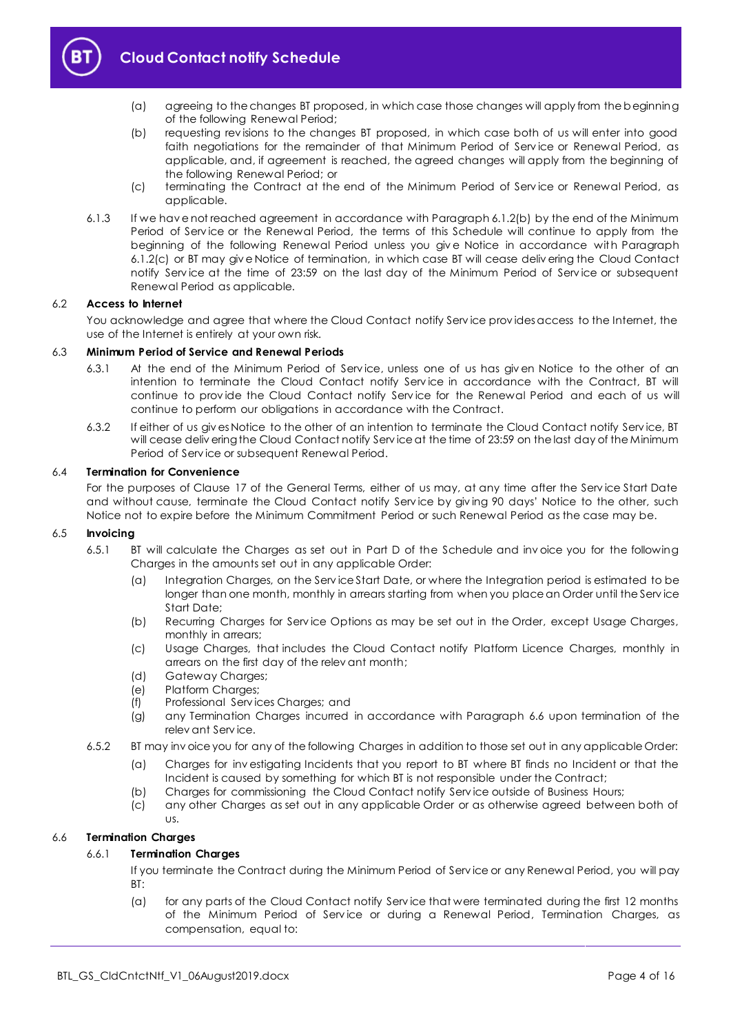(a) agreeing to the changes BT proposed, in which case those changes will apply from the beginning of the following Renewal Period;

(b) requesting revisions to the changes BT proposed, in which case both of us will enter into good faith negotiations for the remainder of that Minimum Period of Service or Renewal Period, as applicable, and, if agreement is reached, the agreed changes will apply from the beginning of the following Renewal Period; or

(c) terminating the Contract at the end of the Minimum Period of Service or Renewal Period, as applicable.

6.1.3 If we have not reached agreement in accordance with Paragraph 6.1.2(b) by the end of the Minimum Period of Service or the Renewal Period, the terms of this Schedule will continue to apply from the beginning of the following Renewal Period unless you give Notice in accordance with Paragraph 6.1.2(c) or BT may give Notice of termination, in which case BT will cease delivering the Cloud Contact notify Service at the time of 23:59 on the last day of the Minimum Period of Service or subsequent Renewal Period as applicable.

### 6.2 Access to Internet

You acknowledge and agree that where the Cloud Contact notify Service provides access to the Internet, the use of the Internet is entirely at your own risk.

### 6.3 Minimum Period of Service and Renewal Periods

6.3.1 At the end of the Minimum Period of Service, unless one of us has given Notice to the other of an intention to terminate the Cloud Contact notify Service in accordance with the Contract, BT will continue to provide the Cloud Contact notify Service for the Renewal Period and each of us will continue to perform our obligations in accordance with the Contract.

6.3.2 If either of us gives Notice to the other of an intention to terminate the Cloud Contact notify Service, BT will cease delivering the Cloud Contact notify Service at the time of 23:59 on the last day of the Minimum Period of Service or subsequent Renewal Period.

### 6.4 Termination for Convenience

For the purposes of Clause 17 of the General Terms, either of us may, at any time after the Service Start Date and without cause, terminate the Cloud Contact notify Service by giving 90 days' Notice to the other, such Notice not to expire before the Minimum Commitment Period or such Renewal Period as the case may be.

### 6.5 Invoicing

6.5.1 BT will calculate the Charges as set out in Part D of the Schedule and invoice you for the following Charges in the amounts set out in any applicable Order:

(a) Integration Charges, on the Service Start Date, or where the Integration period is estimated to be longer than one month, monthly in arrears starting from when you place an Order until the Service Start Date;

(b) Recurring Charges for Service Options as may be set out in the Order, except Usage Charges, monthly in arrears;

(c) Usage Charges, that includes the Cloud Contact notify Platform Licence Charges, monthly in arrears on the first day of the relevant month;

(d) Gateway Charges;

(e) Platform Charges;

(f) Professional Services Charges; and

(g) any Termination Charges incurred in accordance with Paragraph 6.6 upon termination of the relevant Service.

6.5.2 BT may invoice you for any of the following Charges in addition to those set out in any applicable Order:

(a) Charges for investigating Incidents that you report to BT where BT finds no Incident or that the Incident is caused by something for which BT is not responsible under the Contract;

(b) Charges for commissioning the Cloud Contact notify Service outside of Business Hours;

(c) any other Charges as set out in any applicable Order or as otherwise agreed between both of us.

### 6.6 Termination Charges

#### 6.6.1 Termination Charges

If you terminate the Contract during the Minimum Period of Service or any Renewal Period, you will pay BT:

(a) for any parts of the Cloud Contact notify Service that were terminated during the first 12 months of the Minimum Period of Service or during a Renewal Period, Termination Charges, as compensation, equal to: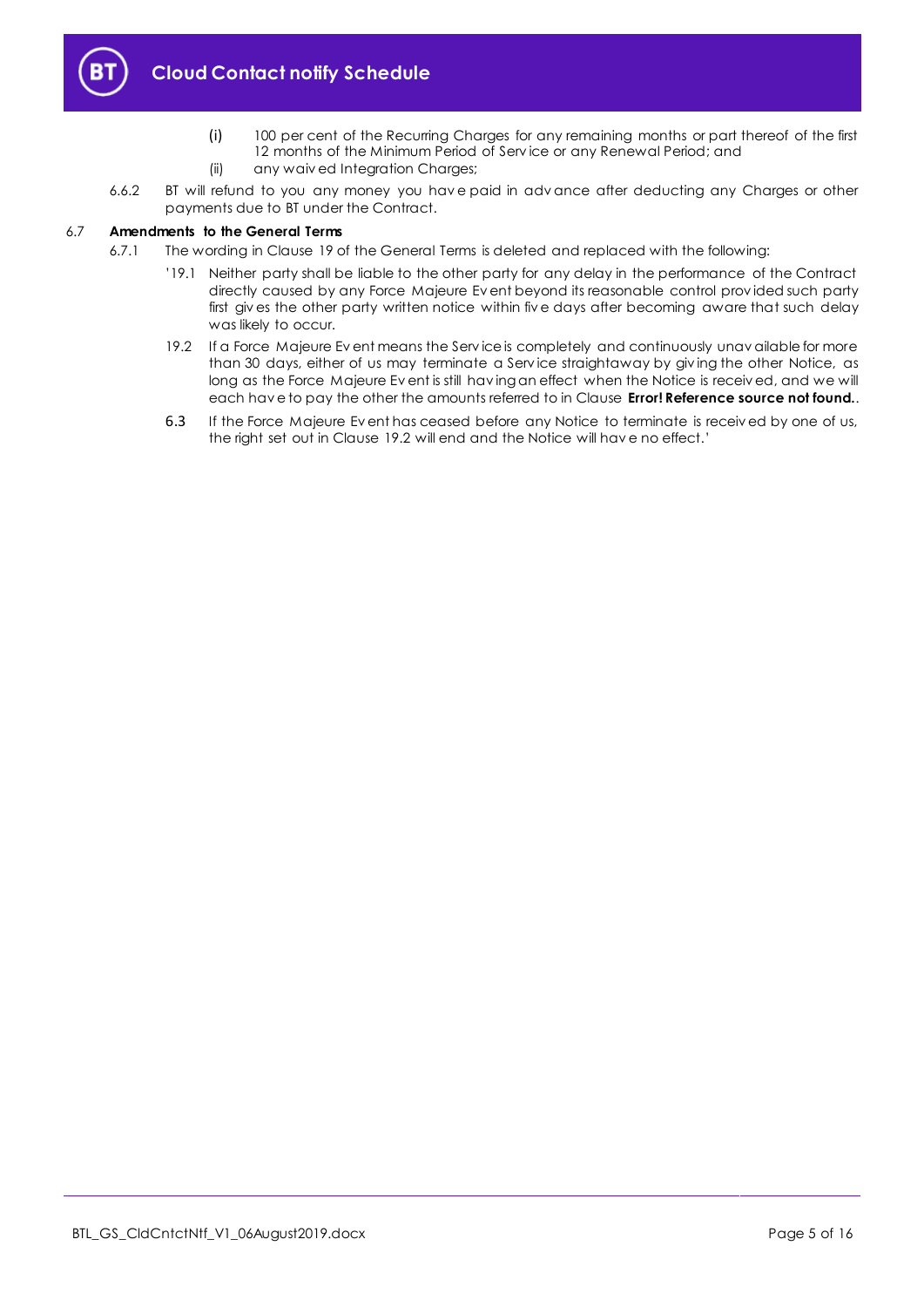(i) 100 per cent of the Recurring Charges for any remaining months or part thereof of the first 12 months of the Minimum Period of Service or any Renewal Period; and

(ii) any waived Integration Charges;

6.6.2 BT will refund to you any money you have paid in advance after deducting any Charges or other payments due to BT under the Contract.

6.7 **Amendments to the General Terms**

6.7.1 The wording in Clause 19 of the General Terms is deleted and replaced with the following:

'19.1 Neither party shall be liable to the other party for any delay in the performance of the Contract directly caused by any Force Majeure Event beyond its reasonable control provided such party first gives the other party written notice within five days after becoming aware that such delay was likely to occur.

19.2 If a Force Majeure Event means the Service is completely and continuously unavailable for more than 30 days, either of us may terminate a Service straightaway by giving the other Notice, as long as the Force Majeure Event is still having an effect when the Notice is received, and we will each have to pay the other the amounts referred to in Clause **Error! Reference source not found.**.

6.3 If the Force Majeure Event has ceased before any Notice to terminate is received by one of us, the right set out in Clause 19.2 will end and the Notice will have no effect.'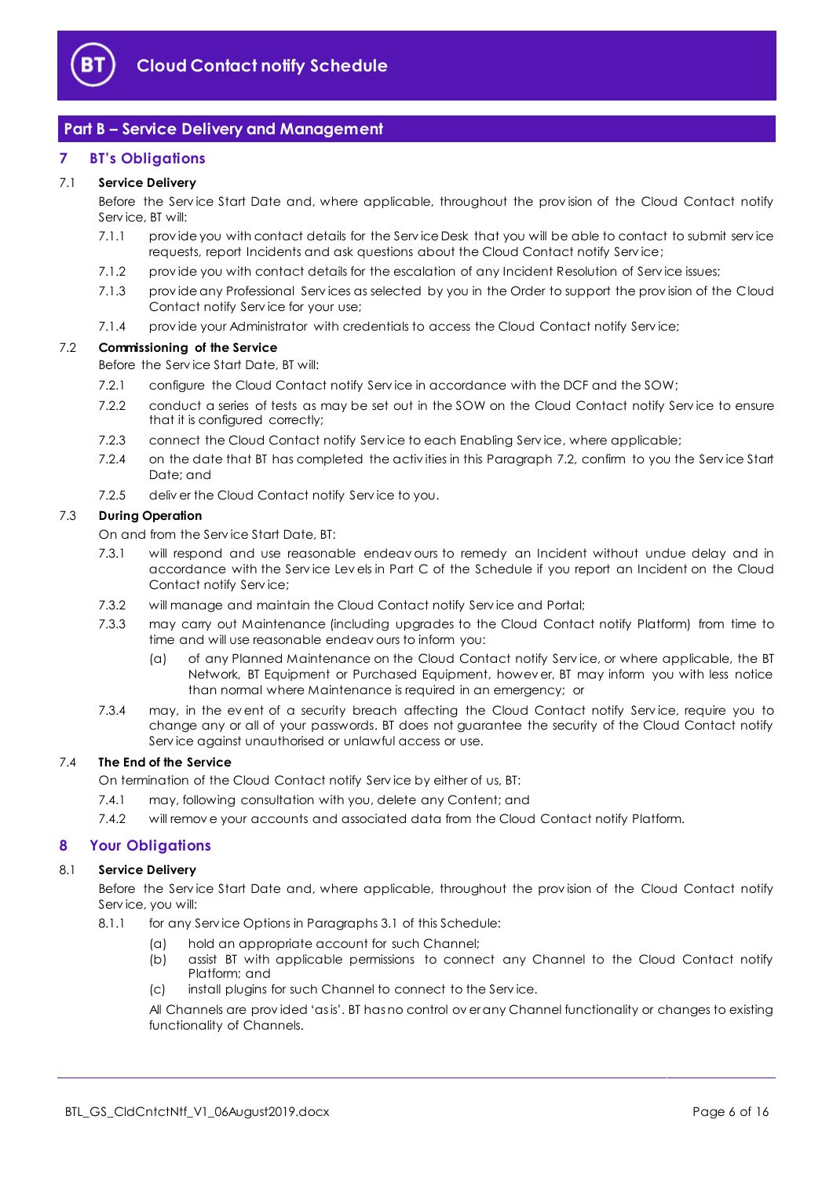## Part B – Service Delivery and Management

### 7 BT's Obligations

**7.1 Service Delivery**

Before the Service Start Date and, where applicable, throughout the provision of the Cloud Contact notify Service, BT will:

7.1.1 provide you with contact details for the Service Desk that you will be able to contact to submit service requests, report Incidents and ask questions about the Cloud Contact notify Service;

7.1.2 provide you with contact details for the escalation of any Incident Resolution of Service issues;

7.1.3 provide any Professional Services as selected by you in the Order to support the provision of the Cloud Contact notify Service for your use;

7.1.4 provide your Administrator with credentials to access the Cloud Contact notify Service;

**7.2 Commissioning of the Service**

Before the Service Start Date, BT will:

7.2.1 configure the Cloud Contact notify Service in accordance with the DCF and the SOW;

7.2.2 conduct a series of tests as may be set out in the SOW on the Cloud Contact notify Service to ensure that it is configured correctly;

7.2.3 connect the Cloud Contact notify Service to each Enabling Service, where applicable;

7.2.4 on the date that BT has completed the activities in this Paragraph 7.2, confirm to you the Service Start Date; and

7.2.5 deliver the Cloud Contact notify Service to you.

**7.3 During Operation**

On and from the Service Start Date, BT:

7.3.1 will respond and use reasonable endeavours to remedy an Incident without undue delay and in accordance with the Service Levels in Part C of the Schedule if you report an Incident on the Cloud Contact notify Service;

7.3.2 will manage and maintain the Cloud Contact notify Service and Portal;

7.3.3 may carry out Maintenance (including upgrades to the Cloud Contact notify Platform) from time to time and will use reasonable endeavours to inform you:

(a) of any Planned Maintenance on the Cloud Contact notify Service, or where applicable, the BT Network, BT Equipment or Purchased Equipment, however, BT may inform you with less notice than normal where Maintenance is required in an emergency; or

7.3.4 may, in the event of a security breach affecting the Cloud Contact notify Service, require you to change any or all of your passwords. BT does not guarantee the security of the Cloud Contact notify Service against unauthorised or unlawful access or use.

**7.4 The End of the Service**

On termination of the Cloud Contact notify Service by either of us, BT:

7.4.1 may, following consultation with you, delete any Content; and

7.4.2 will remove your accounts and associated data from the Cloud Contact notify Platform.

### 8 Your Obligations

**8.1 Service Delivery**

Before the Service Start Date and, where applicable, throughout the provision of the Cloud Contact notify Service, you will:

8.1.1 for any Service Options in Paragraphs 3.1 of this Schedule:

(a) hold an appropriate account for such Channel;

(b) assist BT with applicable permissions to connect any Channel to the Cloud Contact notify Platform; and

(c) install plugins for such Channel to connect to the Service.

All Channels are provided 'as is'. BT has no control over any Channel functionality or changes to existing functionality of Channels.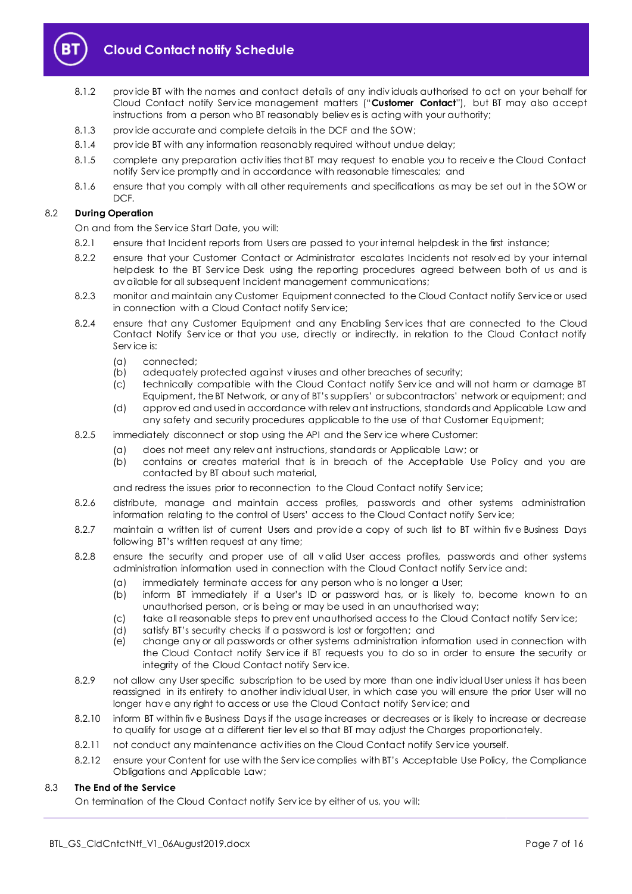8.1.2 provide BT with the names and contact details of any individuals authorised to act on your behalf for Cloud Contact notify Service management matters ("**Customer Contact**"), but BT may also accept instructions from a person who BT reasonably believes is acting with your authority;

8.1.3 provide accurate and complete details in the DCF and the SOW;

8.1.4 provide BT with any information reasonably required without undue delay;

8.1.5 complete any preparation activities that BT may request to enable you to receive the Cloud Contact notify Service promptly and in accordance with reasonable timescales; and

8.1.6 ensure that you comply with all other requirements and specifications as may be set out in the SOW or DCF.

8.2 **During Operation**

On and from the Service Start Date, you will:

8.2.1 ensure that Incident reports from Users are passed to your internal helpdesk in the first instance;

8.2.2 ensure that your Customer Contact or Administrator escalates Incidents not resolved by your internal helpdesk to the BT Service Desk using the reporting procedures agreed between both of us and is available for all subsequent Incident management communications;

8.2.3 monitor and maintain any Customer Equipment connected to the Cloud Contact notify Service or used in connection with a Cloud Contact notify Service;

8.2.4 ensure that any Customer Equipment and any Enabling Services that are connected to the Cloud Contact Notify Service or that you use, directly or indirectly, in relation to the Cloud Contact notify Service is:

(a) connected;
(b) adequately protected against viruses and other breaches of security;
(c) technically compatible with the Cloud Contact notify Service and will not harm or damage BT Equipment, the BT Network, or any of BT's suppliers' or subcontractors' network or equipment; and
(d) approved and used in accordance with relevant instructions, standards and Applicable Law and any safety and security procedures applicable to the use of that Customer Equipment;

8.2.5 immediately disconnect or stop using the API and the Service where Customer:

(a) does not meet any relevant instructions, standards or Applicable Law; or
(b) contains or creates material that is in breach of the Acceptable Use Policy and you are contacted by BT about such material,

and redress the issues prior to reconnection to the Cloud Contact notify Service;

8.2.6 distribute, manage and maintain access profiles, passwords and other systems administration information relating to the control of Users' access to the Cloud Contact notify Service;

8.2.7 maintain a written list of current Users and provide a copy of such list to BT within five Business Days following BT's written request at any time;

8.2.8 ensure the security and proper use of all valid User access profiles, passwords and other systems administration information used in connection with the Cloud Contact notify Service and:

(a) immediately terminate access for any person who is no longer a User;
(b) inform BT immediately if a User's ID or password has, or is likely to, become known to an unauthorised person, or is being or may be used in an unauthorised way;
(c) take all reasonable steps to prevent unauthorised access to the Cloud Contact notify Service;
(d) satisfy BT's security checks if a password is lost or forgotten; and
(e) change any or all passwords or other systems administration information used in connection with the Cloud Contact notify Service if BT requests you to do so in order to ensure the security or integrity of the Cloud Contact notify Service.

8.2.9 not allow any User specific subscription to be used by more than one individual User unless it has been reassigned in its entirety to another individual User, in which case you will ensure the prior User will no longer have any right to access or use the Cloud Contact notify Service; and

8.2.10 inform BT within five Business Days if the usage increases or decreases or is likely to increase or decrease to qualify for usage at a different tier level so that BT may adjust the Charges proportionately.

8.2.11 not conduct any maintenance activities on the Cloud Contact notify Service yourself.

8.2.12 ensure your Content for use with the Service complies with BT's Acceptable Use Policy, the Compliance Obligations and Applicable Law;

8.3 **The End of the Service**

On termination of the Cloud Contact notify Service by either of us, you will: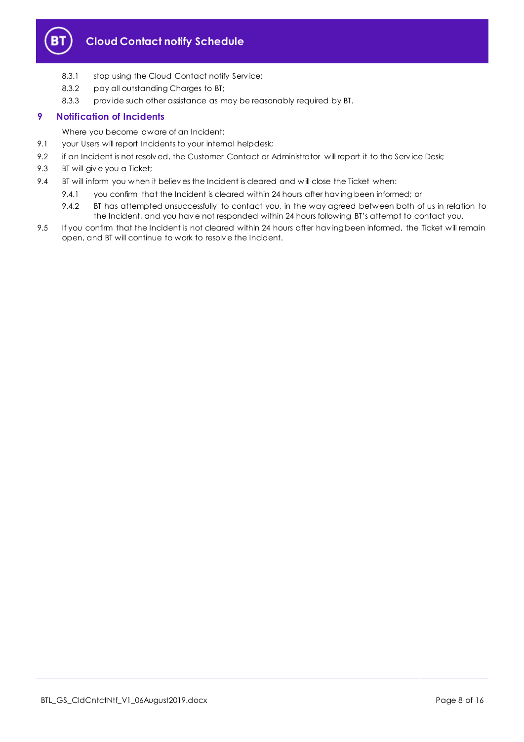8.3.1 stop using the Cloud Contact notify Service;

8.3.2 pay all outstanding Charges to BT;

8.3.3 provide such other assistance as may be reasonably required by BT.

## 9 Notification of Incidents

Where you become aware of an Incident:

9.1 your Users will report Incidents to your internal helpdesk;

9.2 if an Incident is not resolved, the Customer Contact or Administrator will report it to the Service Desk;

9.3 BT will give you a Ticket;

9.4 BT will inform you when it believes the Incident is cleared and will close the Ticket when:

9.4.1 you confirm that the Incident is cleared within 24 hours after having been informed; or

9.4.2 BT has attempted unsuccessfully to contact you, in the way agreed between both of us in relation to the Incident, and you have not responded within 24 hours following BT's attempt to contact you.

9.5 If you confirm that the Incident is not cleared within 24 hours after having been informed, the Ticket will remain open, and BT will continue to work to resolve the Incident.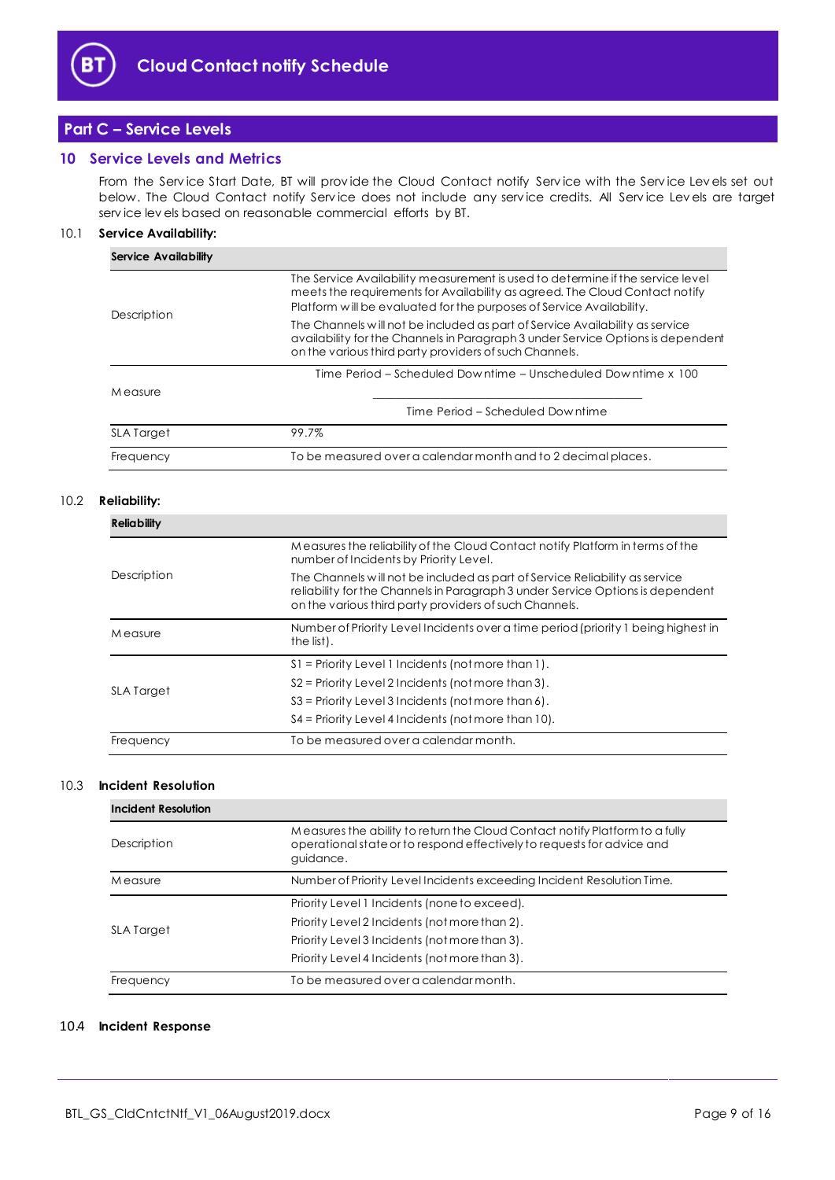## Part C – Service Levels

### 10 Service Levels and Metrics

From the Service Start Date, BT will provide the Cloud Contact notify Service with the Service Levels set out below. The Cloud Contact notify Service does not include any service credits. All Service Levels are target service levels based on reasonable commercial efforts by BT.

10.1 **Service Availability:**

| **Service Availability** | |
|---|---|
| Description | The Service Availability measurement is used to determine if the service level meets the requirements for Availability as agreed. The Cloud Contact notify Platform will be evaluated for the purposes of Service Availability.<br>The Channels will not be included as part of Service Availability as service availability for the Channels in Paragraph 3 under Service Options is dependent on the various third party providers of such Channels. |
| Measure | $$\frac{\text{Time Period} - \text{Scheduled Downtime} - \text{Unscheduled Downtime}}{\text{Time Period} - \text{Scheduled Downtime}} \times 100$$ |
| SLA Target | 99.7% |
| Frequency | To be measured over a calendar month and to 2 decimal places. |

10.2 **Reliability:**

| **Reliability** | |
|---|---|
| Description | Measures the reliability of the Cloud Contact notify Platform in terms of the number of Incidents by Priority Level.<br>The Channels will not be included as part of Service Reliability as service reliability for the Channels in Paragraph 3 under Service Options is dependent on the various third party providers of such Channels. |
| Measure | Number of Priority Level Incidents over a time period (priority 1 being highest in the list). |
| SLA Target | S1 = Priority Level 1 Incidents (not more than 1).<br>S2 = Priority Level 2 Incidents (not more than 3).<br>S3 = Priority Level 3 Incidents (not more than 6).<br>S4 = Priority Level 4 Incidents (not more than 10). |
| Frequency | To be measured over a calendar month. |

10.3 **Incident Resolution**

| **Incident Resolution** | |
|---|---|
| Description | Measures the ability to return the Cloud Contact notify Platform to a fully operational state or to respond effectively to requests for advice and guidance. |
| Measure | Number of Priority Level Incidents exceeding Incident Resolution Time. |
| SLA Target | Priority Level 1 Incidents (none to exceed).<br>Priority Level 2 Incidents (not more than 2).<br>Priority Level 3 Incidents (not more than 3).<br>Priority Level 4 Incidents (not more than 3). |
| Frequency | To be measured over a calendar month. |

10.4 **Incident Response**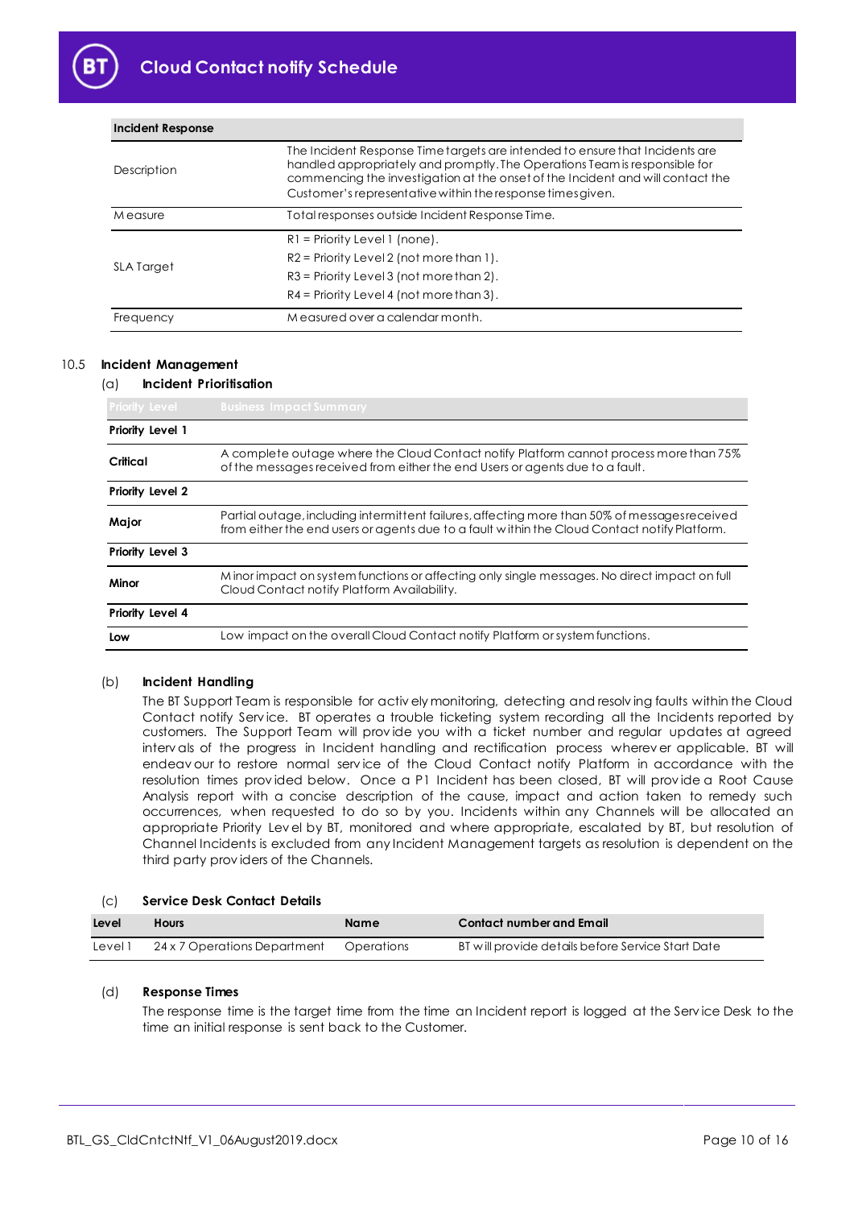| Incident Response | |
|---|---|
| Description | The Incident Response Time targets are intended to ensure that Incidents are handled appropriately and promptly. The Operations Team is responsible for commencing the investigation at the onset of the Incident and will contact the Customer's representative within the response times given. |
| Measure | Total responses outside Incident Response Time. |
| SLA Target | R1 = Priority Level 1 (none).<br>R2 = Priority Level 2 (not more than 1).<br>R3 = Priority Level 3 (not more than 2).<br>R4 = Priority Level 4 (not more than 3). |
| Frequency | Measured over a calendar month. |

## 10.5 Incident Management

### (a) Incident Prioritisation

| Priority Level | Business Impact Summary |
|---|---|
| **Priority Level 1** | |
| **Critical** | A complete outage where the Cloud Contact notify Platform cannot process more than 75% of the messages received from either the end Users or agents due to a fault. |
| **Priority Level 2** | |
| **Major** | Partial outage, including intermittent failures, affecting more than 50% of messages received from either the end users or agents due to a fault within the Cloud Contact notify Platform. |
| **Priority Level 3** | |
| **Minor** | Minor impact on system functions or affecting only single messages. No direct impact on full Cloud Contact notify Platform Availability. |
| **Priority Level 4** | |
| **Low** | Low impact on the overall Cloud Contact notify Platform or system functions. |

### (b) Incident Handling

The BT Support Team is responsible for actively monitoring, detecting and resolving faults within the Cloud Contact notify Service. BT operates a trouble ticketing system recording all the Incidents reported by customers. The Support Team will provide you with a ticket number and regular updates at agreed intervals of the progress in Incident handling and rectification process wherever applicable. BT will endeavour to restore normal service of the Cloud Contact notify Platform in accordance with the resolution times provided below. Once a P1 Incident has been closed, BT will provide a Root Cause Analysis report with a concise description of the cause, impact and action taken to remedy such occurrences, when requested to do so by you. Incidents within any Channels will be allocated an appropriate Priority Level by BT, monitored and where appropriate, escalated by BT, but resolution of Channel Incidents is excluded from any Incident Management targets as resolution is dependent on the third party providers of the Channels.

### (c) Service Desk Contact Details

| Level | Hours | Name | Contact number and Email |
|---|---|---|---|
| Level 1 | 24 x 7 Operations Department | Operations | BT will provide details before Service Start Date |

### (d) Response Times

The response time is the target time from the time an Incident report is logged at the Service Desk to the time an initial response is sent back to the Customer.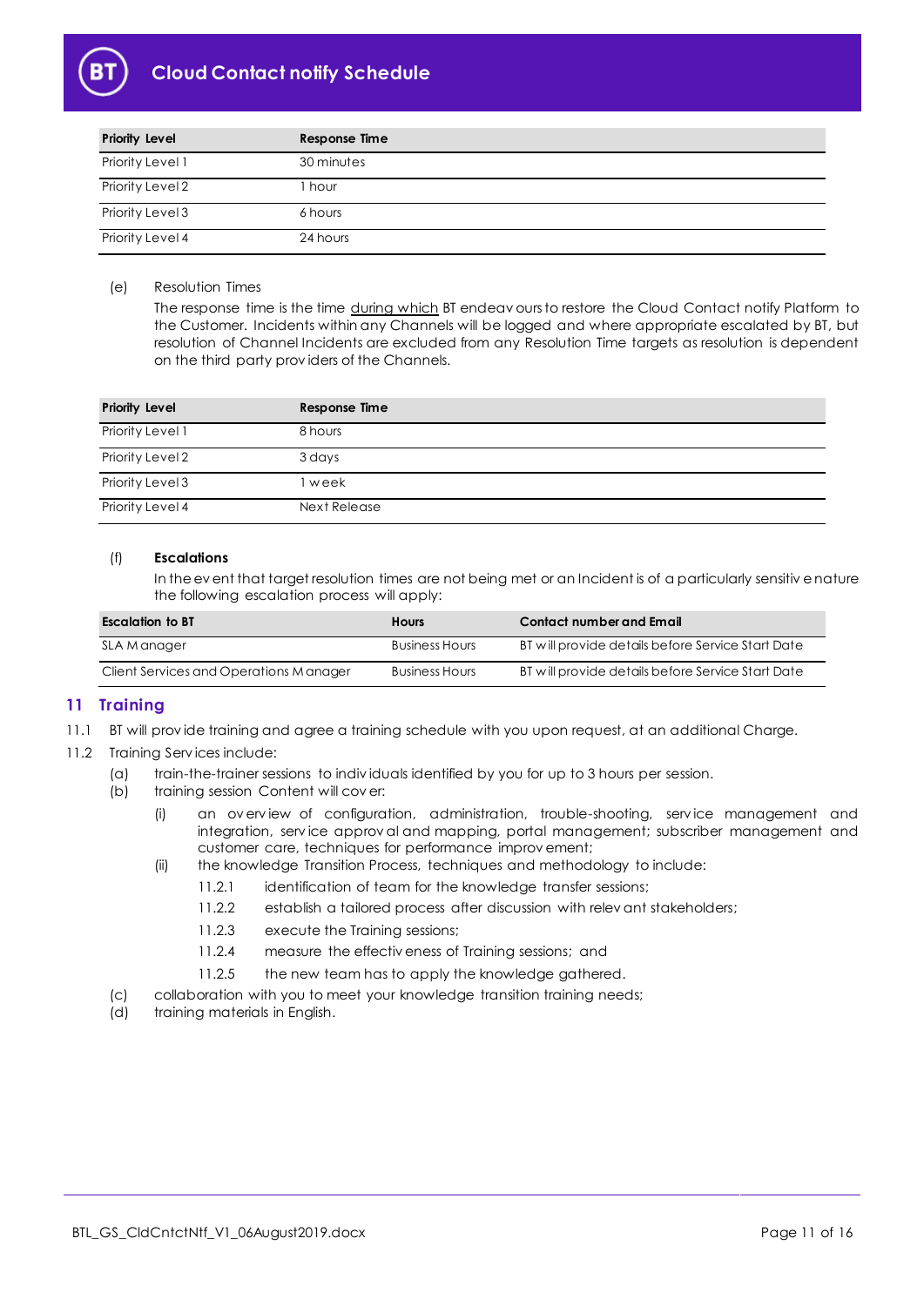| Priority Level | Response Time |
|---|---|
| Priority Level 1 | 30 minutes |
| Priority Level 2 | 1 hour |
| Priority Level 3 | 6 hours |
| Priority Level 4 | 24 hours |

(e) Resolution Times

The response time is the time during which BT endeavours to restore the Cloud Contact notify Platform to the Customer. Incidents within any Channels will be logged and where appropriate escalated by BT, but resolution of Channel Incidents are excluded from any Resolution Time targets as resolution is dependent on the third party providers of the Channels.

| Priority Level | Response Time |
|---|---|
| Priority Level 1 | 8 hours |
| Priority Level 2 | 3 days |
| Priority Level 3 | 1 week |
| Priority Level 4 | Next Release |

(f) **Escalations**

In the event that target resolution times are not being met or an Incident is of a particularly sensitive nature the following escalation process will apply:

| Escalation to BT | Hours | Contact number and Email |
|---|---|---|
| SLA Manager | Business Hours | BT will provide details before Service Start Date |
| Client Services and Operations Manager | Business Hours | BT will provide details before Service Start Date |

## 11 Training

11.1 BT will provide training and agree a training schedule with you upon request, at an additional Charge.

11.2 Training Services include:

(a) train-the-trainer sessions to individuals identified by you for up to 3 hours per session.

(b) training session Content will cover:

(i) an overview of configuration, administration, trouble-shooting, service management and integration, service approval and mapping, portal management; subscriber management and customer care, techniques for performance improvement;

(ii) the knowledge Transition Process, techniques and methodology to include:

11.2.1 identification of team for the knowledge transfer sessions;

11.2.2 establish a tailored process after discussion with relevant stakeholders;

11.2.3 execute the Training sessions;

11.2.4 measure the effectiveness of Training sessions; and

11.2.5 the new team has to apply the knowledge gathered.

(c) collaboration with you to meet your knowledge transition training needs;

(d) training materials in English.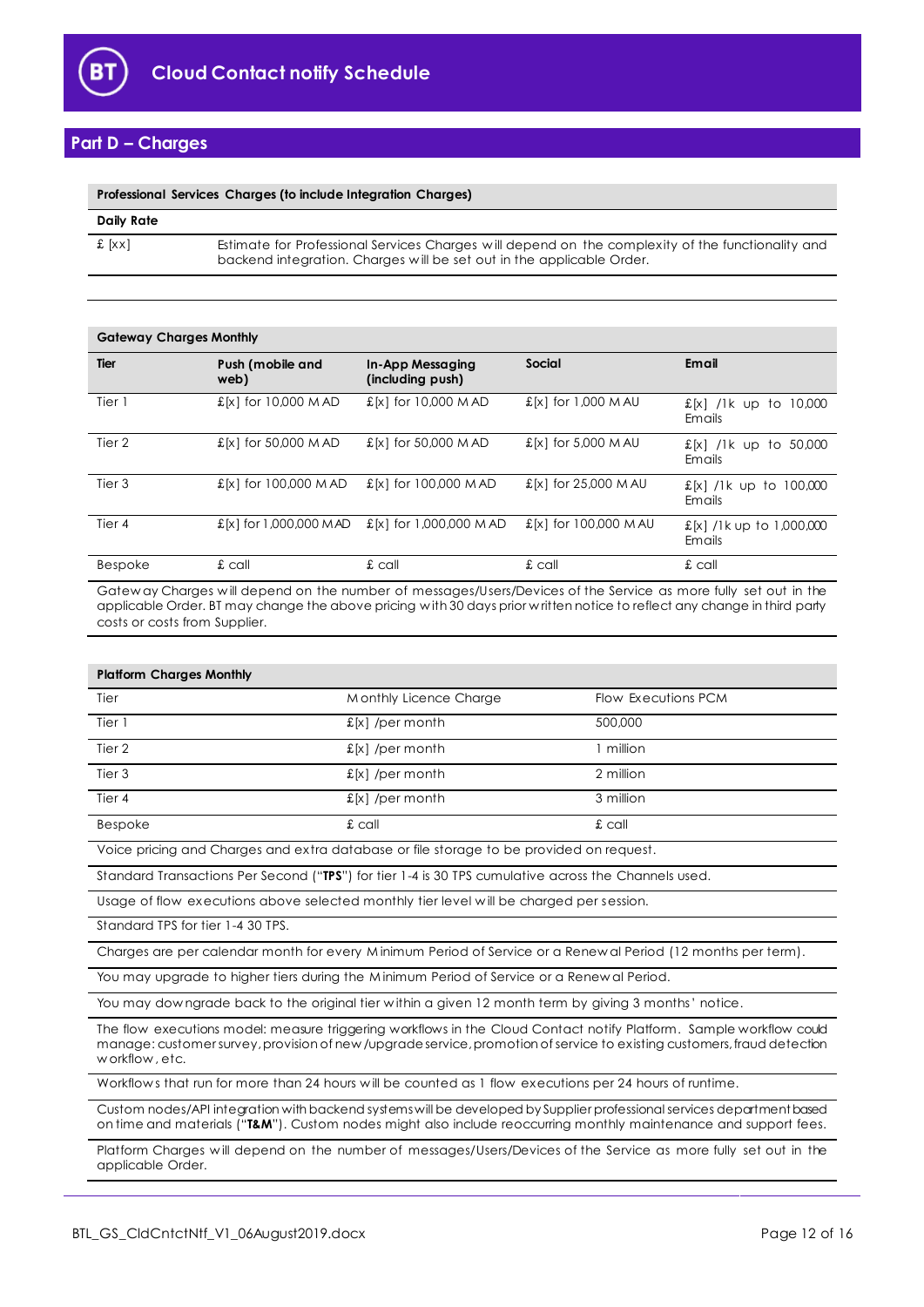## Part D – Charges

| Professional Services Charges (to include Integration Charges) | |
|---|---|
| **Daily Rate** | |
| £ [xx] | Estimate for Professional Services Charges will depend on the complexity of the functionality and backend integration. Charges will be set out in the applicable Order. |

**Gateway Charges Monthly**

| Tier | Push (mobile and web) | In-App Messaging (including push) | Social | Email |
|---|---|---|---|---|
| Tier 1 | £[x] for 10,000 MAD | £[x] for 10,000 MAD | £[x] for 1,000 MAU | £[x] /1k up to 10,000 Emails |
| Tier 2 | £[x] for 50,000 MAD | £[x] for 50,000 MAD | £[x] for 5,000 MAU | £[x] /1k up to 50,000 Emails |
| Tier 3 | £[x] for 100,000 MAD | £[x] for 100,000 MAD | £[x] for 25,000 MAU | £[x] /1k up to 100,000 Emails |
| Tier 4 | £[x] for 1,000,000 MAD | £[x] for 1,000,000 MAD | £[x] for 100,000 MAU | £[x] /1k up to 1,000,000 Emails |
| Bespoke | £ call | £ call | £ call | £ call |

Gateway Charges will depend on the number of messages/Users/Devices of the Service as more fully set out in the applicable Order. BT may change the above pricing with 30 days prior written notice to reflect any change in third party costs or costs from Supplier.

**Platform Charges Monthly**

| Tier | Monthly Licence Charge | Flow Executions PCM |
|---|---|---|
| Tier 1 | £[x] /per month | 500,000 |
| Tier 2 | £[x] /per month | 1 million |
| Tier 3 | £[x] /per month | 2 million |
| Tier 4 | £[x] /per month | 3 million |
| Bespoke | £ call | £ call |

Voice pricing and Charges and extra database or file storage to be provided on request.

Standard Transactions Per Second ("**TPS**") for tier 1-4 is 30 TPS cumulative across the Channels used.

Usage of flow executions above selected monthly tier level will be charged per session.

Standard TPS for tier 1-4 30 TPS.

Charges are per calendar month for every Minimum Period of Service or a Renewal Period (12 months per term).

You may upgrade to higher tiers during the Minimum Period of Service or a Renewal Period.

You may downgrade back to the original tier within a given 12 month term by giving 3 months' notice.

The flow executions model: measure triggering workflows in the Cloud Contact notify Platform. Sample workflow could manage: customer survey, provision of new/upgrade service, promotion of service to existing customers, fraud detection workflow, etc.

Workflows that run for more than 24 hours will be counted as 1 flow executions per 24 hours of runtime.

Custom nodes/API integration with backend systems will be developed by Supplier professional services department based on time and materials ("**T&M**"). Custom nodes might also include reoccurring monthly maintenance and support fees.

Platform Charges will depend on the number of messages/Users/Devices of the Service as more fully set out in the applicable Order.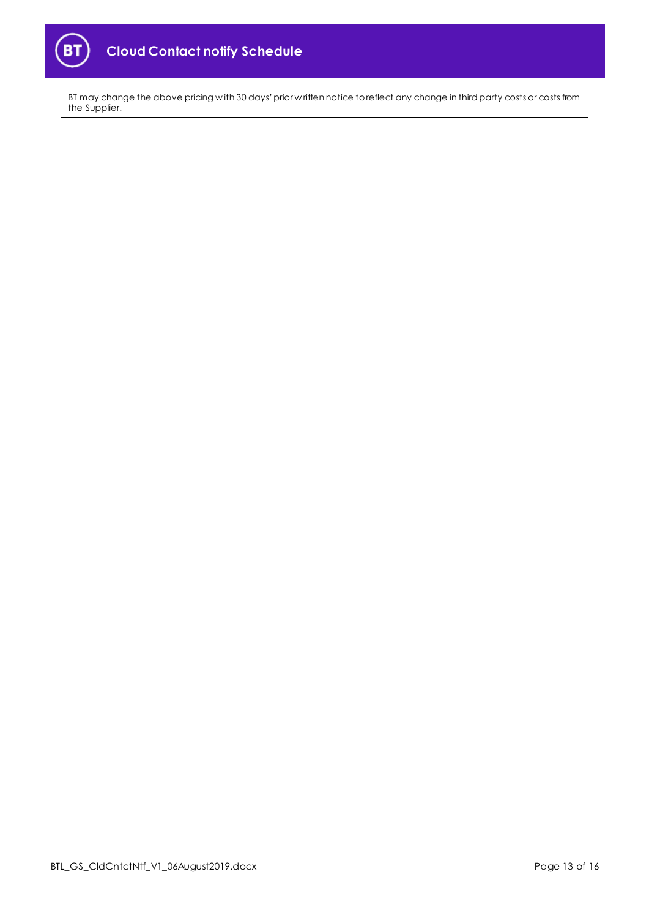BT may change the above pricing with 30 days' prior written notice to reflect any change in third party costs or costs from the Supplier.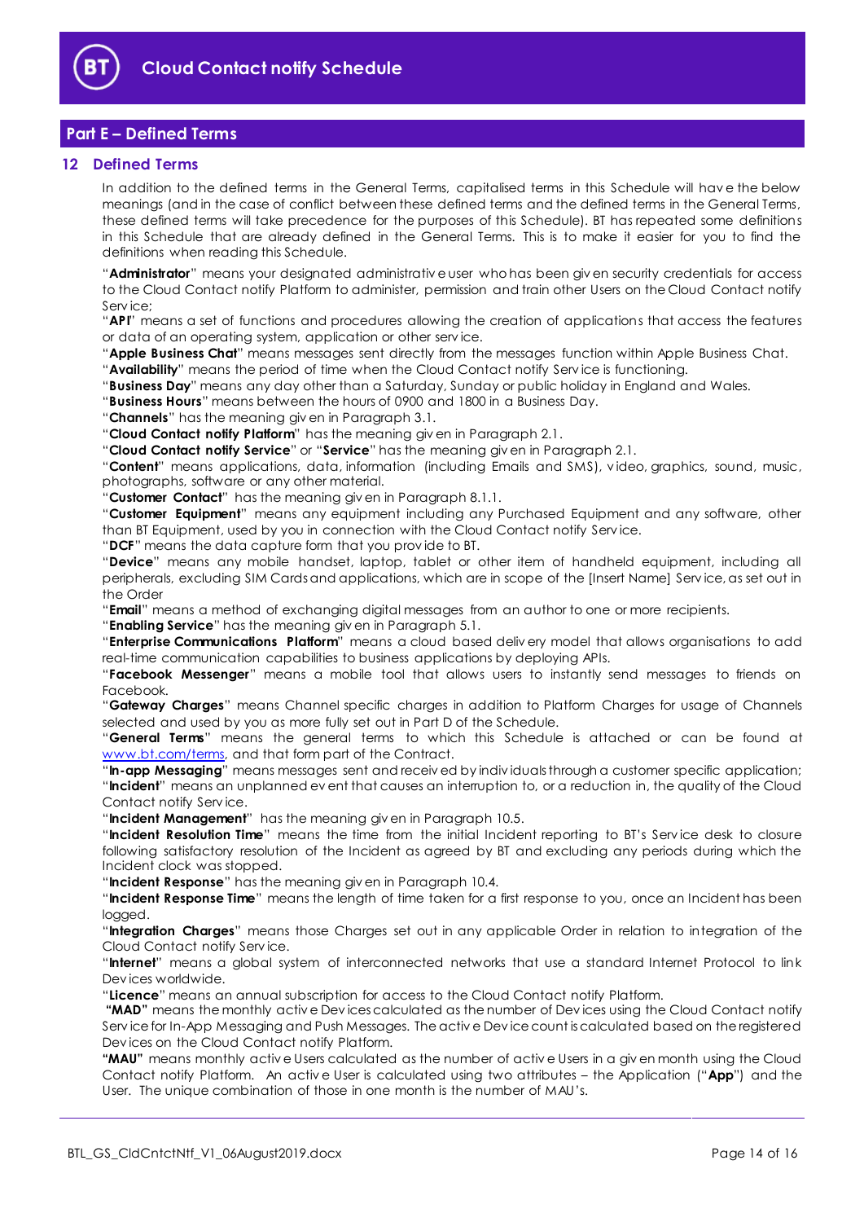## Part E – Defined Terms

### 12 Defined Terms

In addition to the defined terms in the General Terms, capitalised terms in this Schedule will have the below meanings (and in the case of conflict between these defined terms and the defined terms in the General Terms, these defined terms will take precedence for the purposes of this Schedule). BT has repeated some definitions in this Schedule that are already defined in the General Terms. This is to make it easier for you to find the definitions when reading this Schedule.

"**Administrator**" means your designated administrative user who has been given security credentials for access to the Cloud Contact notify Platform to administer, permission and train other Users on the Cloud Contact notify Service;

"**API**" means a set of functions and procedures allowing the creation of applications that access the features or data of an operating system, application or other service.

"**Apple Business Chat**" means messages sent directly from the messages function within Apple Business Chat.

"**Availability**" means the period of time when the Cloud Contact notify Service is functioning.

"**Business Day**" means any day other than a Saturday, Sunday or public holiday in England and Wales.

"**Business Hours**" means between the hours of 0900 and 1800 in a Business Day.

"**Channels**" has the meaning given in Paragraph 3.1.

"**Cloud Contact notify Platform**" has the meaning given in Paragraph 2.1.

"**Cloud Contact notify Service**" or "**Service**" has the meaning given in Paragraph 2.1.

"**Content**" means applications, data, information (including Emails and SMS), video, graphics, sound, music, photographs, software or any other material.

"**Customer Contact**" has the meaning given in Paragraph 8.1.1.

"**Customer Equipment**" means any equipment including any Purchased Equipment and any software, other than BT Equipment, used by you in connection with the Cloud Contact notify Service.

"**DCF**" means the data capture form that you provide to BT.

"**Device**" means any mobile handset, laptop, tablet or other item of handheld equipment, including all peripherals, excluding SIM Cards and applications, which are in scope of the [Insert Name] Service, as set out in the Order

"**Email**" means a method of exchanging digital messages from an author to one or more recipients.

"**Enabling Service**" has the meaning given in Paragraph 5.1.

"**Enterprise Communications Platform**" means a cloud based delivery model that allows organisations to add real-time communication capabilities to business applications by deploying APIs.

"**Facebook Messenger**" means a mobile tool that allows users to instantly send messages to friends on Facebook.

"**Gateway Charges**" means Channel specific charges in addition to Platform Charges for usage of Channels selected and used by you as more fully set out in Part D of the Schedule.

"**General Terms**" means the general terms to which this Schedule is attached or can be found at www.bt.com/terms, and that form part of the Contract.

"**In-app Messaging**" means messages sent and received by individuals through a customer specific application;

"**Incident**" means an unplanned event that causes an interruption to, or a reduction in, the quality of the Cloud Contact notify Service.

"**Incident Management**" has the meaning given in Paragraph 10.5.

"**Incident Resolution Time**" means the time from the initial Incident reporting to BT's Service desk to closure following satisfactory resolution of the Incident as agreed by BT and excluding any periods during which the Incident clock was stopped.

"**Incident Response**" has the meaning given in Paragraph 10.4.

"**Incident Response Time**" means the length of time taken for a first response to you, once an Incident has been logged.

"**Integration Charges**" means those Charges set out in any applicable Order in relation to integration of the Cloud Contact notify Service.

"**Internet**" means a global system of interconnected networks that use a standard Internet Protocol to link Devices worldwide.

"**Licence**" means an annual subscription for access to the Cloud Contact notify Platform.

"**MAD**" means the monthly active Devices calculated as the number of Devices using the Cloud Contact notify Service for In-App Messaging and Push Messages. The active Device count is calculated based on the registered Devices on the Cloud Contact notify Platform.

"**MAU**" means monthly active Users calculated as the number of active Users in a given month using the Cloud Contact notify Platform. An active User is calculated using two attributes – the Application ("**App**") and the User. The unique combination of those in one month is the number of MAU's.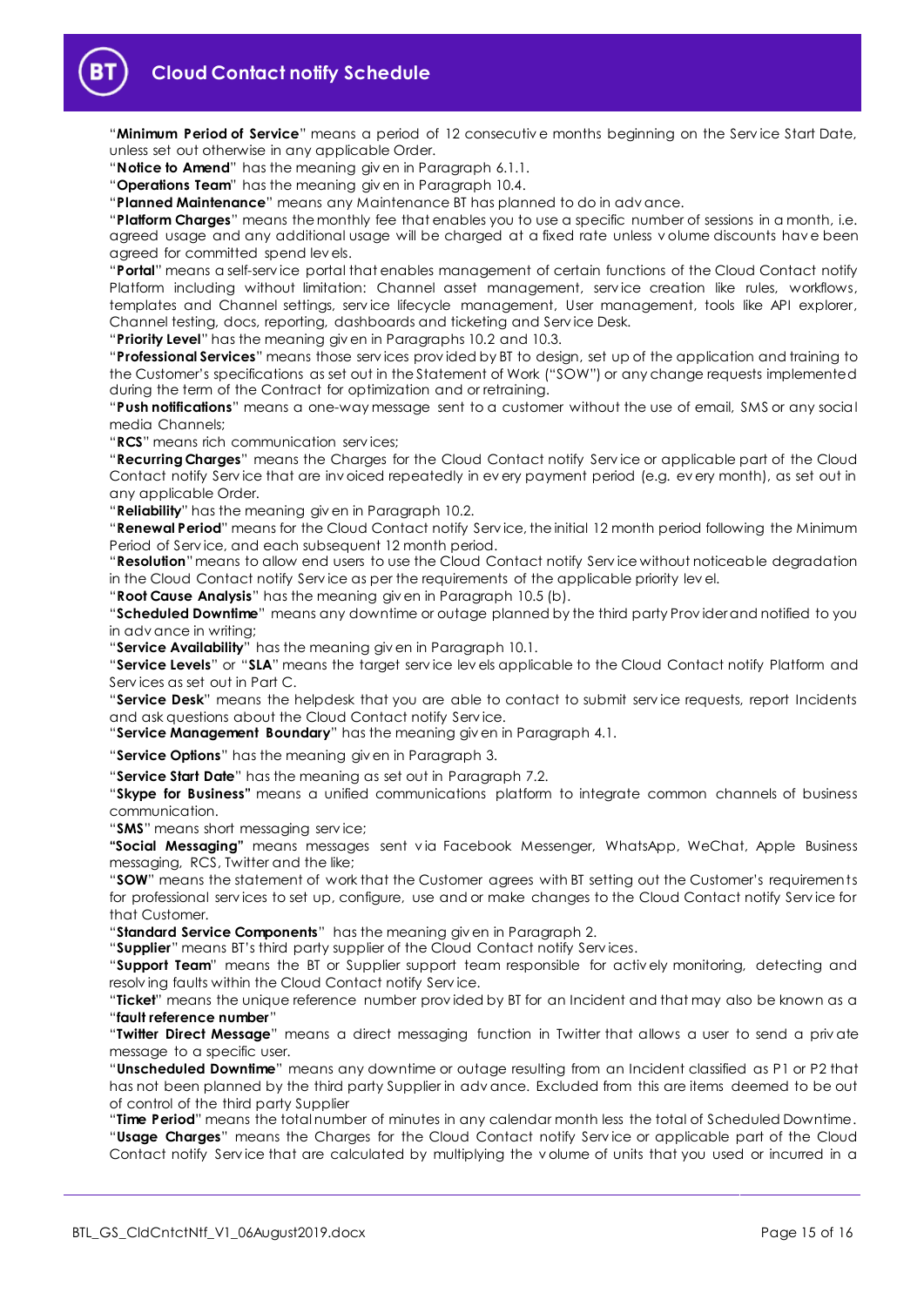"**Minimum Period of Service**" means a period of 12 consecutive months beginning on the Service Start Date, unless set out otherwise in any applicable Order.

"**Notice to Amend**" has the meaning given in Paragraph 6.1.1.

"**Operations Team**" has the meaning given in Paragraph 10.4.

"**Planned Maintenance**" means any Maintenance BT has planned to do in advance.

"**Platform Charges**" means the monthly fee that enables you to use a specific number of sessions in a month, i.e. agreed usage and any additional usage will be charged at a fixed rate unless volume discounts have been agreed for committed spend levels.

"**Portal**" means a self-service portal that enables management of certain functions of the Cloud Contact notify Platform including without limitation: Channel asset management, service creation like rules, workflows, templates and Channel settings, service lifecycle management, User management, tools like API explorer, Channel testing, docs, reporting, dashboards and ticketing and Service Desk.

"**Priority Level**" has the meaning given in Paragraphs 10.2 and 10.3.

"**Professional Services**" means those services provided by BT to design, set up of the application and training to the Customer's specifications as set out in the Statement of Work ("SOW") or any change requests implemented during the term of the Contract for optimization and or retraining.

"**Push notifications**" means a one-way message sent to a customer without the use of email, SMS or any social media Channels;

"**RCS**" means rich communication services;

"**Recurring Charges**" means the Charges for the Cloud Contact notify Service or applicable part of the Cloud Contact notify Service that are invoiced repeatedly in every payment period (e.g. every month), as set out in any applicable Order.

"**Reliability**" has the meaning given in Paragraph 10.2.

"**Renewal Period**" means for the Cloud Contact notify Service, the initial 12 month period following the Minimum Period of Service, and each subsequent 12 month period.

"**Resolution**" means to allow end users to use the Cloud Contact notify Service without noticeable degradation in the Cloud Contact notify Service as per the requirements of the applicable priority level.

"**Root Cause Analysis**" has the meaning given in Paragraph 10.5 (b).

"**Scheduled Downtime**" means any downtime or outage planned by the third party Provider and notified to you in advance in writing;

"**Service Availability**" has the meaning given in Paragraph 10.1.

"**Service Levels**" or "**SLA**" means the target service levels applicable to the Cloud Contact notify Platform and Services as set out in Part C.

"**Service Desk**" means the helpdesk that you are able to contact to submit service requests, report Incidents and ask questions about the Cloud Contact notify Service.

"**Service Management Boundary**" has the meaning given in Paragraph 4.1.

"**Service Options**" has the meaning given in Paragraph 3.

"**Service Start Date**" has the meaning as set out in Paragraph 7.2.

"**Skype for Business"** means a unified communications platform to integrate common channels of business communication.

"**SMS**" means short messaging service;

**"Social Messaging"** means messages sent via Facebook Messenger, WhatsApp, WeChat, Apple Business messaging, RCS, Twitter and the like;

"**SOW**" means the statement of work that the Customer agrees with BT setting out the Customer's requirements for professional services to set up, configure, use and or make changes to the Cloud Contact notify Service for that Customer.

"**Standard Service Components**" has the meaning given in Paragraph 2.

"**Supplier**" means BT's third party supplier of the Cloud Contact notify Services.

"**Support Team**" means the BT or Supplier support team responsible for actively monitoring, detecting and resolving faults within the Cloud Contact notify Service.

"**Ticket**" means the unique reference number provided by BT for an Incident and that may also be known as a "**fault reference number**"

"**Twitter Direct Message**" means a direct messaging function in Twitter that allows a user to send a private message to a specific user.

"**Unscheduled Downtime**" means any downtime or outage resulting from an Incident classified as P1 or P2 that has not been planned by the third party Supplier in advance. Excluded from this are items deemed to be out of control of the third party Supplier

"**Time Period**" means the total number of minutes in any calendar month less the total of Scheduled Downtime.

"**Usage Charges**" means the Charges for the Cloud Contact notify Service or applicable part of the Cloud Contact notify Service that are calculated by multiplying the volume of units that you used or incurred in a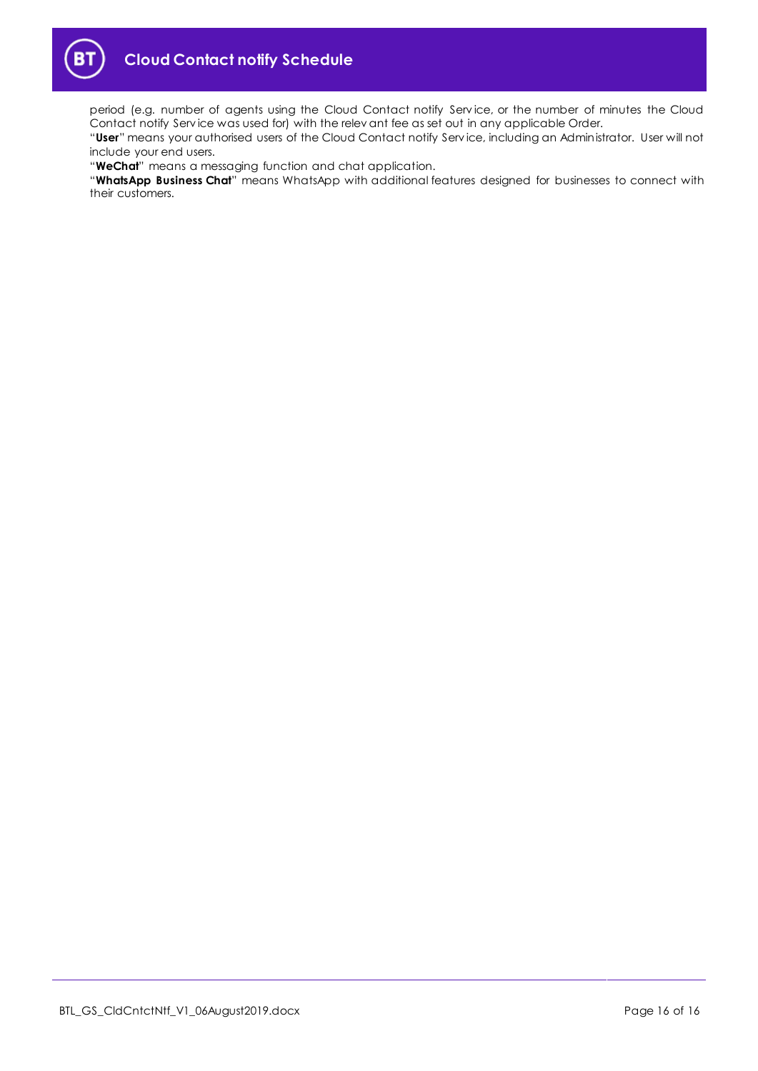period (e.g. number of agents using the Cloud Contact notify Service, or the number of minutes the Cloud Contact notify Service was used for) with the relevant fee as set out in any applicable Order.

"**User**" means your authorised users of the Cloud Contact notify Service, including an Administrator. User will not include your end users.

"**WeChat**" means a messaging function and chat application.

"**WhatsApp Business Chat**" means WhatsApp with additional features designed for businesses to connect with their customers.